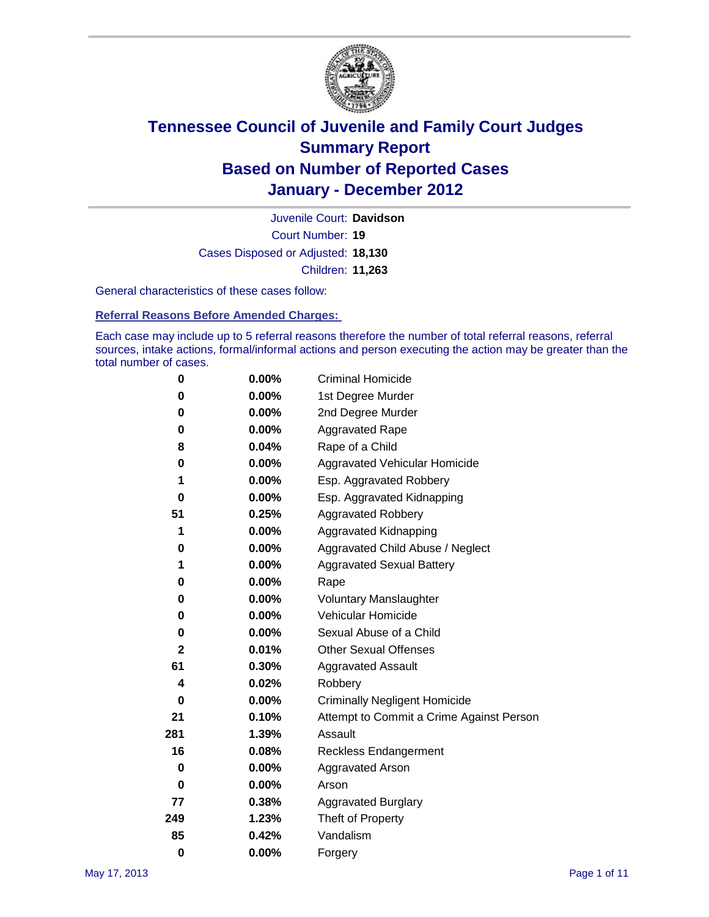# Tennessee Council of Juvenile and Family Court Judges
## Summary Report
## Based on Number of Reported Cases
## January - December 2012

Juvenile Court: **Davidson**
Court Number: **19**
Cases Disposed or Adjusted: **18,130**
Children: **11,263**

General characteristics of these cases follow:

### Referral Reasons Before Amended Charges:

Each case may include up to 5 referral reasons therefore the number of total referral reasons, referral sources, intake actions, formal/informal actions and person executing the action may be greater than the total number of cases.

| Count | Percent | Referral Reason |
|---|---|---|
| 0 | 0.00% | Criminal Homicide |
| 0 | 0.00% | 1st Degree Murder |
| 0 | 0.00% | 2nd Degree Murder |
| 0 | 0.00% | Aggravated Rape |
| 8 | 0.04% | Rape of a Child |
| 0 | 0.00% | Aggravated Vehicular Homicide |
| 1 | 0.00% | Esp. Aggravated Robbery |
| 0 | 0.00% | Esp. Aggravated Kidnapping |
| 51 | 0.25% | Aggravated Robbery |
| 1 | 0.00% | Aggravated Kidnapping |
| 0 | 0.00% | Aggravated Child Abuse / Neglect |
| 1 | 0.00% | Aggravated Sexual Battery |
| 0 | 0.00% | Rape |
| 0 | 0.00% | Voluntary Manslaughter |
| 0 | 0.00% | Vehicular Homicide |
| 0 | 0.00% | Sexual Abuse of a Child |
| 2 | 0.01% | Other Sexual Offenses |
| 61 | 0.30% | Aggravated Assault |
| 4 | 0.02% | Robbery |
| 0 | 0.00% | Criminally Negligent Homicide |
| 21 | 0.10% | Attempt to Commit a Crime Against Person |
| 281 | 1.39% | Assault |
| 16 | 0.08% | Reckless Endangerment |
| 0 | 0.00% | Aggravated Arson |
| 0 | 0.00% | Arson |
| 77 | 0.38% | Aggravated Burglary |
| 249 | 1.23% | Theft of Property |
| 85 | 0.42% | Vandalism |
| 0 | 0.00% | Forgery |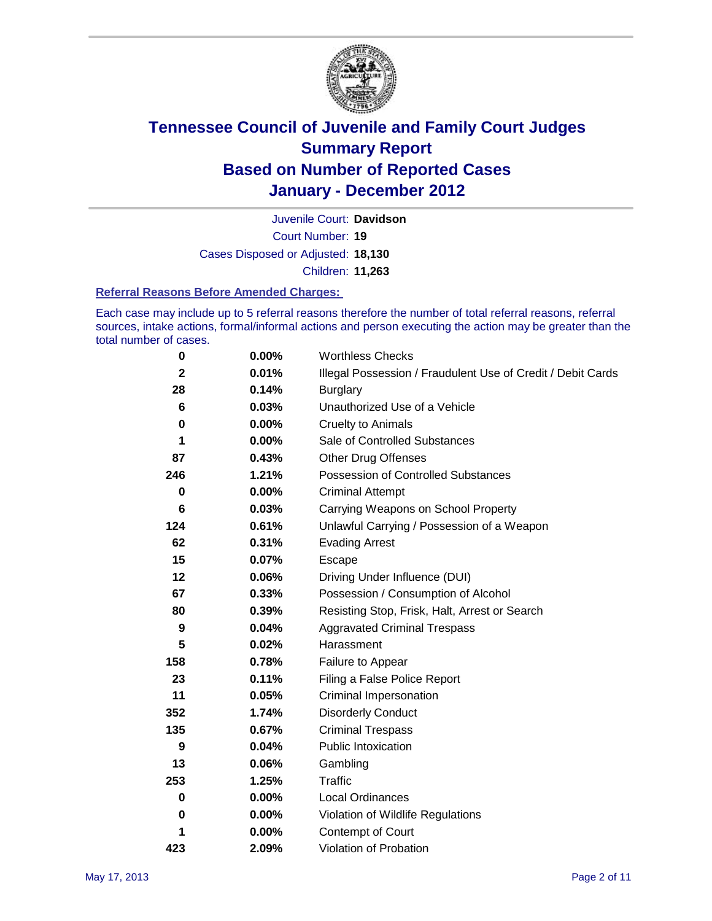# Tennessee Council of Juvenile and Family Court Judges
## Summary Report
## Based on Number of Reported Cases
## January - December 2012

Juvenile Court: **Davidson**
Court Number: **19**
Cases Disposed or Adjusted: **18,130**
Children: **11,263**

### Referral Reasons Before Amended Charges:

Each case may include up to 5 referral reasons therefore the number of total referral reasons, referral sources, intake actions, formal/informal actions and person executing the action may be greater than the total number of cases.

| Count | Percent | Referral Reason |
|---|---|---|
| 0 | 0.00% | Worthless Checks |
| 2 | 0.01% | Illegal Possession / Fraudulent Use of Credit / Debit Cards |
| 28 | 0.14% | Burglary |
| 6 | 0.03% | Unauthorized Use of a Vehicle |
| 0 | 0.00% | Cruelty to Animals |
| 1 | 0.00% | Sale of Controlled Substances |
| 87 | 0.43% | Other Drug Offenses |
| 246 | 1.21% | Possession of Controlled Substances |
| 0 | 0.00% | Criminal Attempt |
| 6 | 0.03% | Carrying Weapons on School Property |
| 124 | 0.61% | Unlawful Carrying / Possession of a Weapon |
| 62 | 0.31% | Evading Arrest |
| 15 | 0.07% | Escape |
| 12 | 0.06% | Driving Under Influence (DUI) |
| 67 | 0.33% | Possession / Consumption of Alcohol |
| 80 | 0.39% | Resisting Stop, Frisk, Halt, Arrest or Search |
| 9 | 0.04% | Aggravated Criminal Trespass |
| 5 | 0.02% | Harassment |
| 158 | 0.78% | Failure to Appear |
| 23 | 0.11% | Filing a False Police Report |
| 11 | 0.05% | Criminal Impersonation |
| 352 | 1.74% | Disorderly Conduct |
| 135 | 0.67% | Criminal Trespass |
| 9 | 0.04% | Public Intoxication |
| 13 | 0.06% | Gambling |
| 253 | 1.25% | Traffic |
| 0 | 0.00% | Local Ordinances |
| 0 | 0.00% | Violation of Wildlife Regulations |
| 1 | 0.00% | Contempt of Court |
| 423 | 2.09% | Violation of Probation |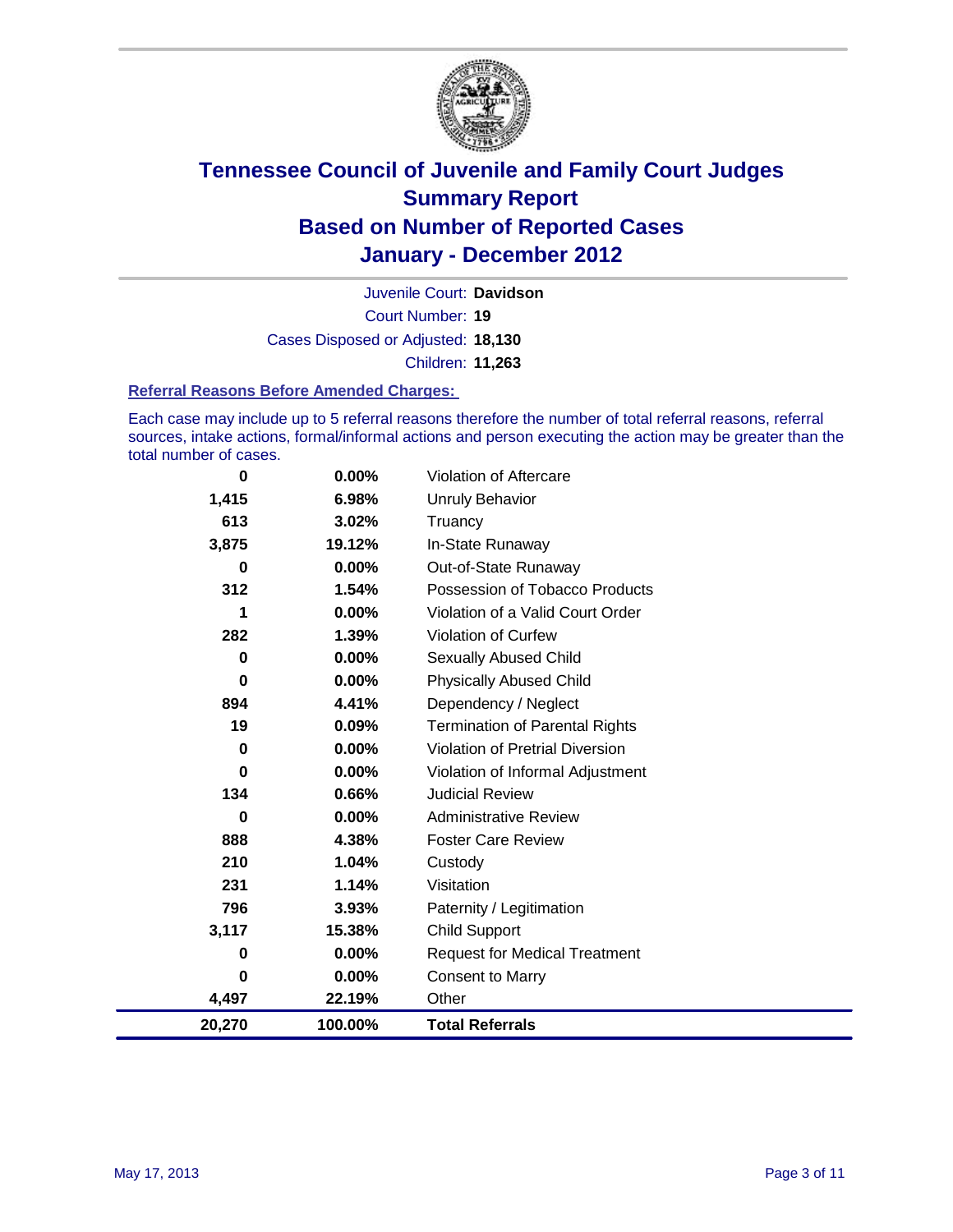# Tennessee Council of Juvenile and Family Court Judges
# Summary Report
# Based on Number of Reported Cases
# January - December 2012

Juvenile Court: **Davidson**

Court Number: **19**

Cases Disposed or Adjusted: **18,130**

Children: **11,263**

### Referral Reasons Before Amended Charges:

Each case may include up to 5 referral reasons therefore the number of total referral reasons, referral sources, intake actions, formal/informal actions and person executing the action may be greater than the total number of cases.

| Count | Percent | Referral Reason |
|---|---|---|
| 0 | 0.00% | Violation of Aftercare |
| 1,415 | 6.98% | Unruly Behavior |
| 613 | 3.02% | Truancy |
| 3,875 | 19.12% | In-State Runaway |
| 0 | 0.00% | Out-of-State Runaway |
| 312 | 1.54% | Possession of Tobacco Products |
| 1 | 0.00% | Violation of a Valid Court Order |
| 282 | 1.39% | Violation of Curfew |
| 0 | 0.00% | Sexually Abused Child |
| 0 | 0.00% | Physically Abused Child |
| 894 | 4.41% | Dependency / Neglect |
| 19 | 0.09% | Termination of Parental Rights |
| 0 | 0.00% | Violation of Pretrial Diversion |
| 0 | 0.00% | Violation of Informal Adjustment |
| 134 | 0.66% | Judicial Review |
| 0 | 0.00% | Administrative Review |
| 888 | 4.38% | Foster Care Review |
| 210 | 1.04% | Custody |
| 231 | 1.14% | Visitation |
| 796 | 3.93% | Paternity / Legitimation |
| 3,117 | 15.38% | Child Support |
| 0 | 0.00% | Request for Medical Treatment |
| 0 | 0.00% | Consent to Marry |
| 4,497 | 22.19% | Other |
| **20,270** | **100.00%** | **Total Referrals** |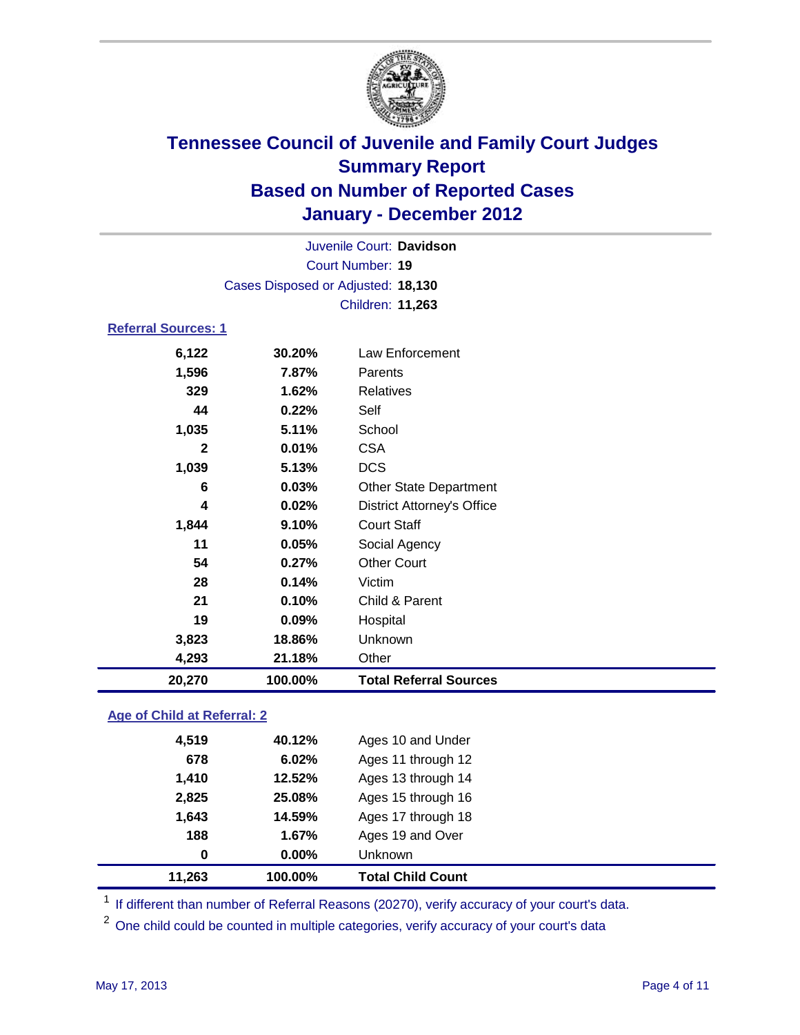# Tennessee Council of Juvenile and Family Court Judges
## Summary Report
## Based on Number of Reported Cases
## January - December 2012

Juvenile Court: **Davidson**
Court Number: **19**
Cases Disposed or Adjusted: **18,130**
Children: **11,263**

### Referral Sources: 1

| | | |
|---|---|---|
| 6,122 | 30.20% | Law Enforcement |
| 1,596 | 7.87% | Parents |
| 329 | 1.62% | Relatives |
| 44 | 0.22% | Self |
| 1,035 | 5.11% | School |
| 2 | 0.01% | CSA |
| 1,039 | 5.13% | DCS |
| 6 | 0.03% | Other State Department |
| 4 | 0.02% | District Attorney's Office |
| 1,844 | 9.10% | Court Staff |
| 11 | 0.05% | Social Agency |
| 54 | 0.27% | Other Court |
| 28 | 0.14% | Victim |
| 21 | 0.10% | Child & Parent |
| 19 | 0.09% | Hospital |
| 3,823 | 18.86% | Unknown |
| 4,293 | 21.18% | Other |
| **20,270** | **100.00%** | **Total Referral Sources** |

### Age of Child at Referral: 2

| | | |
|---|---|---|
| 4,519 | 40.12% | Ages 10 and Under |
| 678 | 6.02% | Ages 11 through 12 |
| 1,410 | 12.52% | Ages 13 through 14 |
| 2,825 | 25.08% | Ages 15 through 16 |
| 1,643 | 14.59% | Ages 17 through 18 |
| 188 | 1.67% | Ages 19 and Over |
| 0 | 0.00% | Unknown |
| **11,263** | **100.00%** | **Total Child Count** |

[1] If different than number of Referral Reasons (20270), verify accuracy of your court's data.

[2] One child could be counted in multiple categories, verify accuracy of your court's data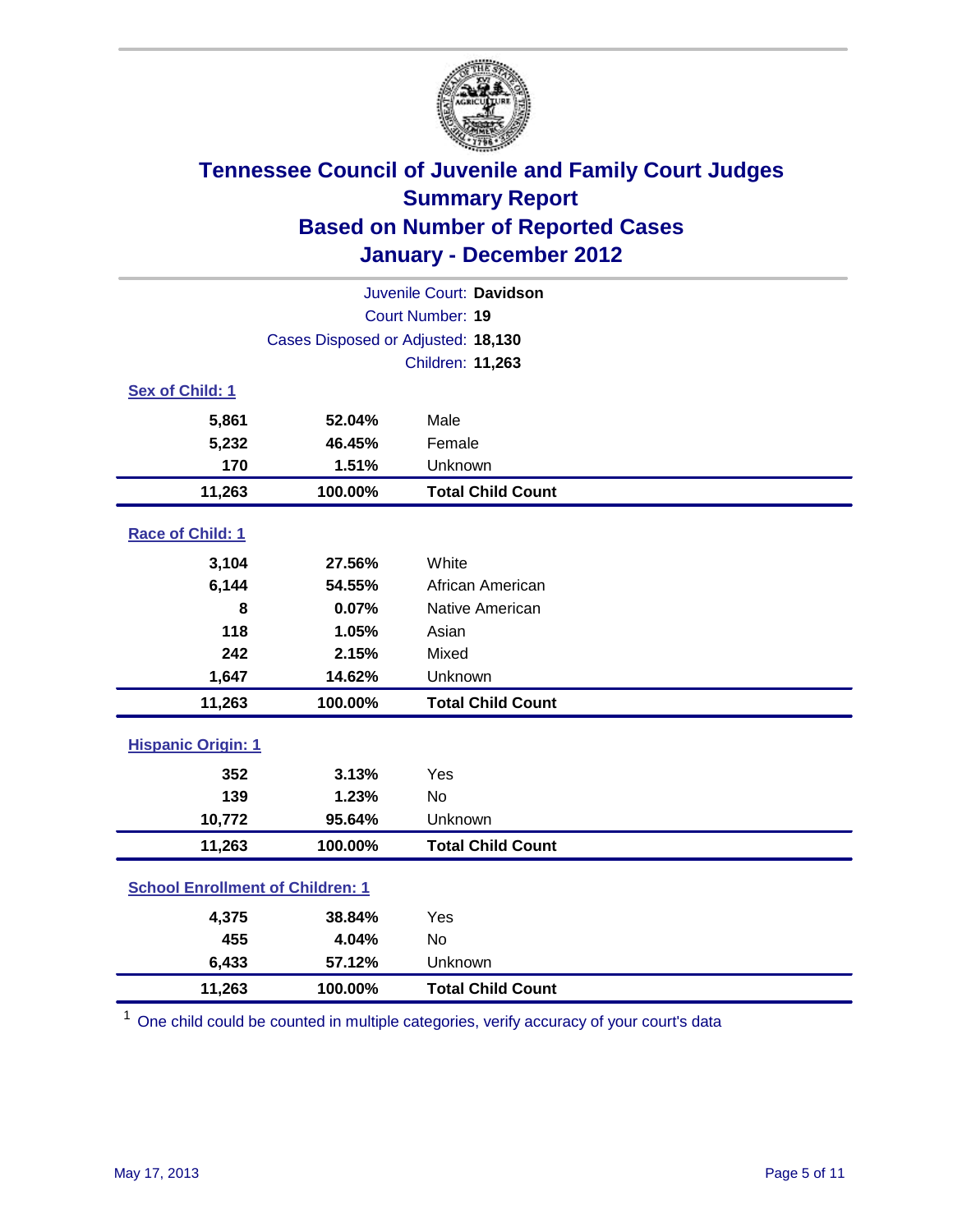# Tennessee Council of Juvenile and Family Court Judges
## Summary Report
## Based on Number of Reported Cases
## January - December 2012

Juvenile Court: **Davidson**

Court Number: **19**

Cases Disposed or Adjusted: **18,130**

Children: **11,263**

### Sex of Child: 1

| Count | Percent | Category |
|---|---|---|
| 5,861 | 52.04% | Male |
| 5,232 | 46.45% | Female |
| 170 | 1.51% | Unknown |
| **11,263** | **100.00%** | **Total Child Count** |

### Race of Child: 1

| Count | Percent | Category |
|---|---|---|
| 3,104 | 27.56% | White |
| 6,144 | 54.55% | African American |
| 8 | 0.07% | Native American |
| 118 | 1.05% | Asian |
| 242 | 2.15% | Mixed |
| 1,647 | 14.62% | Unknown |
| **11,263** | **100.00%** | **Total Child Count** |

### Hispanic Origin: 1

| Count | Percent | Category |
|---|---|---|
| 352 | 3.13% | Yes |
| 139 | 1.23% | No |
| 10,772 | 95.64% | Unknown |
| **11,263** | **100.00%** | **Total Child Count** |

### School Enrollment of Children: 1

| Count | Percent | Category |
|---|---|---|
| 4,375 | 38.84% | Yes |
| 455 | 4.04% | No |
| 6,433 | 57.12% | Unknown |
| **11,263** | **100.00%** | **Total Child Count** |

[1] One child could be counted in multiple categories, verify accuracy of your court's data

May 17, 2013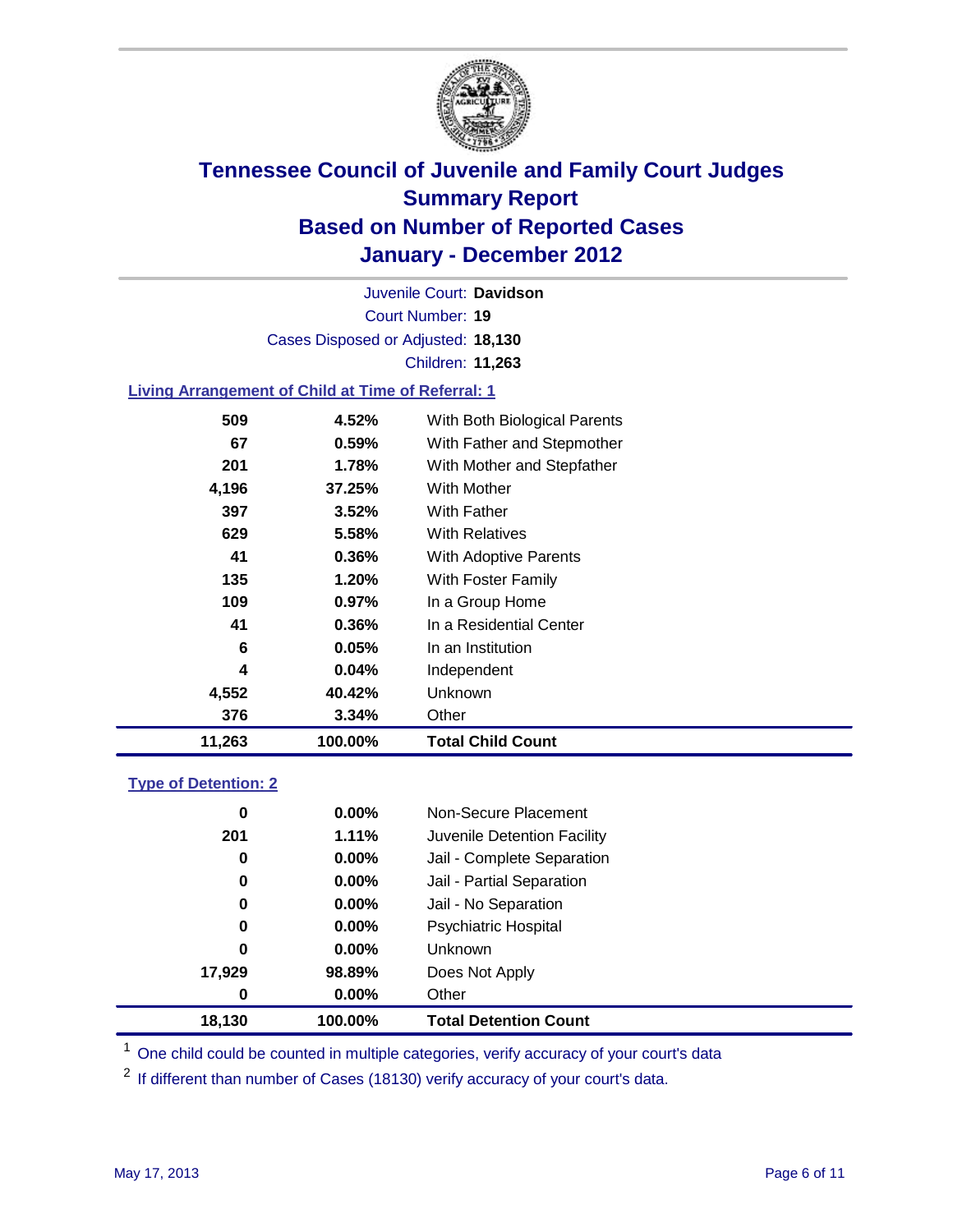# Tennessee Council of Juvenile and Family Court Judges
## Summary Report
## Based on Number of Reported Cases
## January - December 2012

Juvenile Court: **Davidson**
Court Number: **19**
Cases Disposed or Adjusted: **18,130**
Children: **11,263**

### Living Arrangement of Child at Time of Referral: 1

| Count | Percent | Category |
|---|---|---|
| 509 | 4.52% | With Both Biological Parents |
| 67 | 0.59% | With Father and Stepmother |
| 201 | 1.78% | With Mother and Stepfather |
| 4,196 | 37.25% | With Mother |
| 397 | 3.52% | With Father |
| 629 | 5.58% | With Relatives |
| 41 | 0.36% | With Adoptive Parents |
| 135 | 1.20% | With Foster Family |
| 109 | 0.97% | In a Group Home |
| 41 | 0.36% | In a Residential Center |
| 6 | 0.05% | In an Institution |
| 4 | 0.04% | Independent |
| 4,552 | 40.42% | Unknown |
| 376 | 3.34% | Other |
| **11,263** | **100.00%** | **Total Child Count** |

### Type of Detention: 2

| Count | Percent | Category |
|---|---|---|
| 0 | 0.00% | Non-Secure Placement |
| 201 | 1.11% | Juvenile Detention Facility |
| 0 | 0.00% | Jail - Complete Separation |
| 0 | 0.00% | Jail - Partial Separation |
| 0 | 0.00% | Jail - No Separation |
| 0 | 0.00% | Psychiatric Hospital |
| 0 | 0.00% | Unknown |
| 17,929 | 98.89% | Does Not Apply |
| 0 | 0.00% | Other |
| **18,130** | **100.00%** | **Total Detention Count** |

[1] One child could be counted in multiple categories, verify accuracy of your court's data

[2] If different than number of Cases (18130) verify accuracy of your court's data.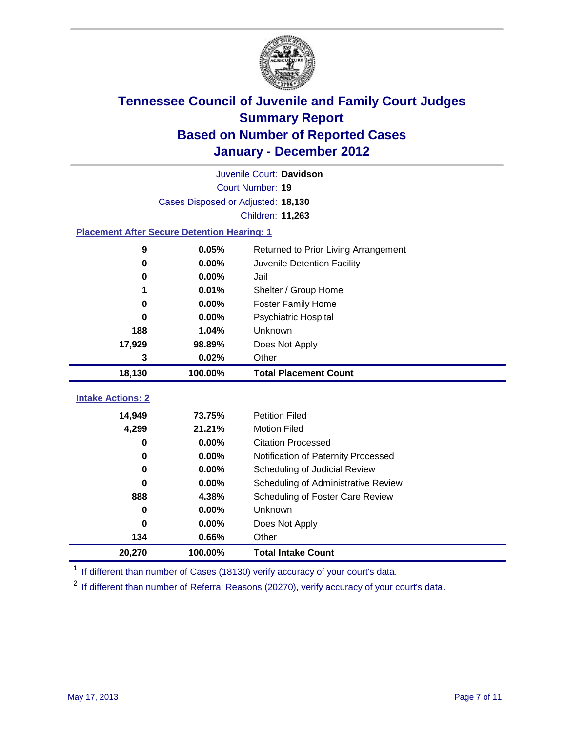# Tennessee Council of Juvenile and Family Court Judges
## Summary Report
## Based on Number of Reported Cases
## January - December 2012

Juvenile Court: **Davidson**

Court Number: **19**

Cases Disposed or Adjusted: **18,130**

Children: **11,263**

### Placement After Secure Detention Hearing: 1

| | | |
|---|---|---|
| 9 | 0.05% | Returned to Prior Living Arrangement |
| 0 | 0.00% | Juvenile Detention Facility |
| 0 | 0.00% | Jail |
| 1 | 0.01% | Shelter / Group Home |
| 0 | 0.00% | Foster Family Home |
| 0 | 0.00% | Psychiatric Hospital |
| 188 | 1.04% | Unknown |
| 17,929 | 98.89% | Does Not Apply |
| 3 | 0.02% | Other |
| **18,130** | **100.00%** | **Total Placement Count** |

### Intake Actions: 2

| | | |
|---|---|---|
| 14,949 | 73.75% | Petition Filed |
| 4,299 | 21.21% | Motion Filed |
| 0 | 0.00% | Citation Processed |
| 0 | 0.00% | Notification of Paternity Processed |
| 0 | 0.00% | Scheduling of Judicial Review |
| 0 | 0.00% | Scheduling of Administrative Review |
| 888 | 4.38% | Scheduling of Foster Care Review |
| 0 | 0.00% | Unknown |
| 0 | 0.00% | Does Not Apply |
| 134 | 0.66% | Other |
| **20,270** | **100.00%** | **Total Intake Count** |

[1] If different than number of Cases (18130) verify accuracy of your court's data.

[2] If different than number of Referral Reasons (20270), verify accuracy of your court's data.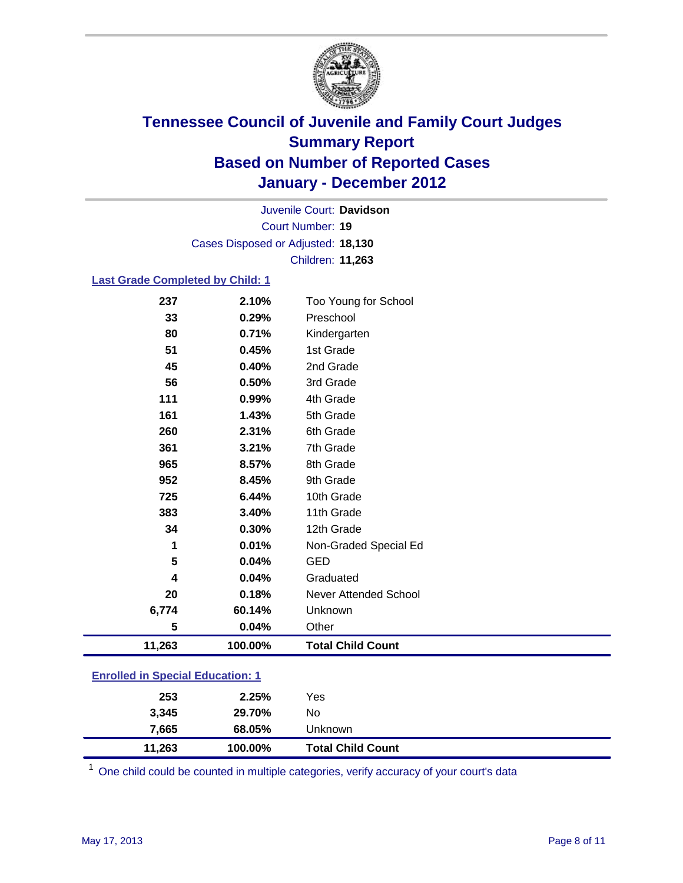# Tennessee Council of Juvenile and Family Court Judges
## Summary Report
## Based on Number of Reported Cases
## January - December 2012

Juvenile Court: **Davidson**
Court Number: **19**
Cases Disposed or Adjusted: **18,130**
Children: **11,263**

### Last Grade Completed by Child: 1

| | | |
|---|---|---|
| 237 | 2.10% | Too Young for School |
| 33 | 0.29% | Preschool |
| 80 | 0.71% | Kindergarten |
| 51 | 0.45% | 1st Grade |
| 45 | 0.40% | 2nd Grade |
| 56 | 0.50% | 3rd Grade |
| 111 | 0.99% | 4th Grade |
| 161 | 1.43% | 5th Grade |
| 260 | 2.31% | 6th Grade |
| 361 | 3.21% | 7th Grade |
| 965 | 8.57% | 8th Grade |
| 952 | 8.45% | 9th Grade |
| 725 | 6.44% | 10th Grade |
| 383 | 3.40% | 11th Grade |
| 34 | 0.30% | 12th Grade |
| 1 | 0.01% | Non-Graded Special Ed |
| 5 | 0.04% | GED |
| 4 | 0.04% | Graduated |
| 20 | 0.18% | Never Attended School |
| 6,774 | 60.14% | Unknown |
| 5 | 0.04% | Other |
| **11,263** | **100.00%** | **Total Child Count** |

### Enrolled in Special Education: 1

| | | |
|---|---|---|
| 253 | 2.25% | Yes |
| 3,345 | 29.70% | No |
| 7,665 | 68.05% | Unknown |
| **11,263** | **100.00%** | **Total Child Count** |

[1] One child could be counted in multiple categories, verify accuracy of your court's data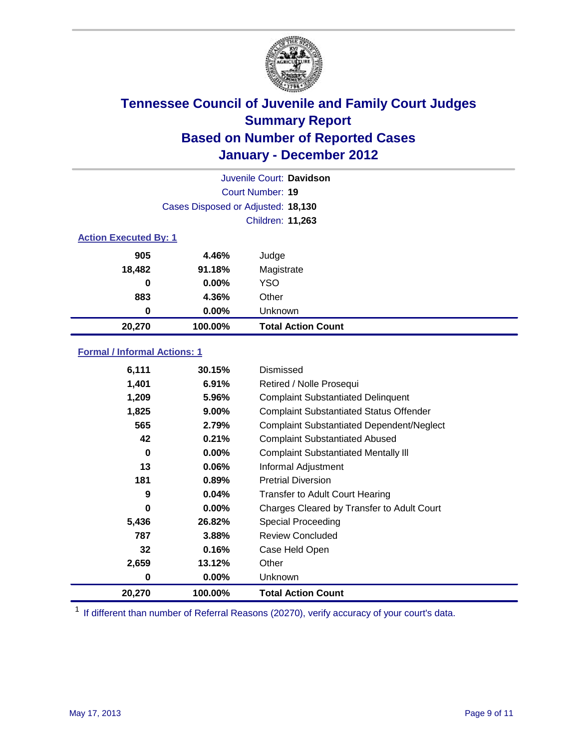# Tennessee Council of Juvenile and Family Court Judges
## Summary Report
## Based on Number of Reported Cases
## January - December 2012

Juvenile Court: **Davidson**

Court Number: **19**

Cases Disposed or Adjusted: **18,130**

Children: **11,263**

### Action Executed By: 1

| | | |
|---|---|---|
| 905 | 4.46% | Judge |
| 18,482 | 91.18% | Magistrate |
| 0 | 0.00% | YSO |
| 883 | 4.36% | Other |
| 0 | 0.00% | Unknown |
| **20,270** | **100.00%** | **Total Action Count** |

### Formal / Informal Actions: 1

| | | |
|---|---|---|
| 6,111 | 30.15% | Dismissed |
| 1,401 | 6.91% | Retired / Nolle Prosequi |
| 1,209 | 5.96% | Complaint Substantiated Delinquent |
| 1,825 | 9.00% | Complaint Substantiated Status Offender |
| 565 | 2.79% | Complaint Substantiated Dependent/Neglect |
| 42 | 0.21% | Complaint Substantiated Abused |
| 0 | 0.00% | Complaint Substantiated Mentally Ill |
| 13 | 0.06% | Informal Adjustment |
| 181 | 0.89% | Pretrial Diversion |
| 9 | 0.04% | Transfer to Adult Court Hearing |
| 0 | 0.00% | Charges Cleared by Transfer to Adult Court |
| 5,436 | 26.82% | Special Proceeding |
| 787 | 3.88% | Review Concluded |
| 32 | 0.16% | Case Held Open |
| 2,659 | 13.12% | Other |
| 0 | 0.00% | Unknown |
| **20,270** | **100.00%** | **Total Action Count** |

[1] If different than number of Referral Reasons (20270), verify accuracy of your court's data.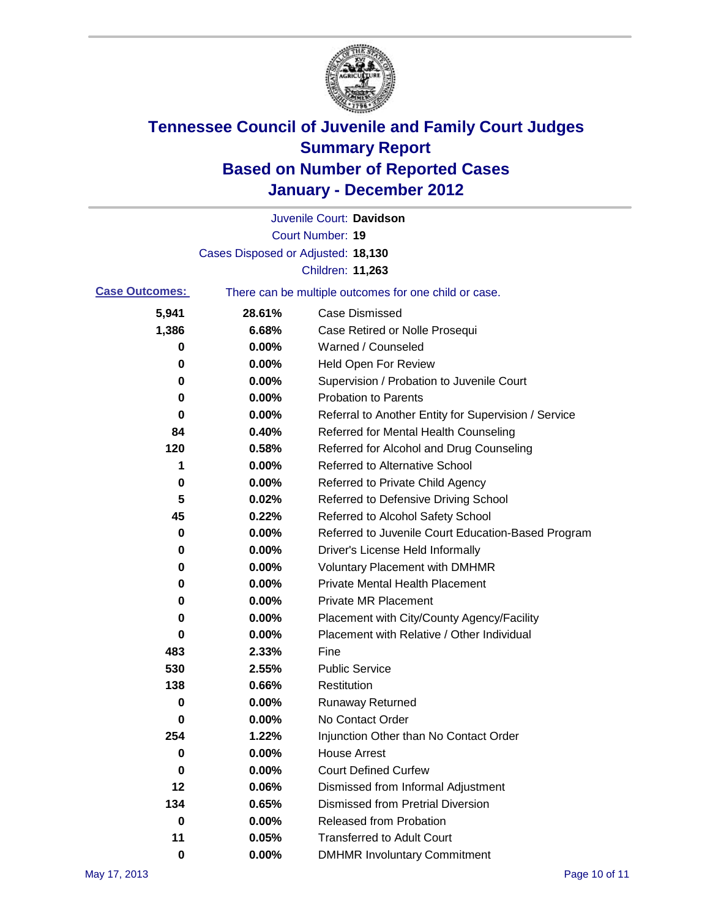# Tennessee Council of Juvenile and Family Court Judges
## Summary Report
## Based on Number of Reported Cases
## January - December 2012

Juvenile Court: **Davidson**
Court Number: **19**
Cases Disposed or Adjusted: **18,130**
Children: **11,263**

**Case Outcomes:** There can be multiple outcomes for one child or case.

| Count | Percent | Outcome |
|---|---|---|
| 5,941 | 28.61% | Case Dismissed |
| 1,386 | 6.68% | Case Retired or Nolle Prosequi |
| 0 | 0.00% | Warned / Counseled |
| 0 | 0.00% | Held Open For Review |
| 0 | 0.00% | Supervision / Probation to Juvenile Court |
| 0 | 0.00% | Probation to Parents |
| 0 | 0.00% | Referral to Another Entity for Supervision / Service |
| 84 | 0.40% | Referred for Mental Health Counseling |
| 120 | 0.58% | Referred for Alcohol and Drug Counseling |
| 1 | 0.00% | Referred to Alternative School |
| 0 | 0.00% | Referred to Private Child Agency |
| 5 | 0.02% | Referred to Defensive Driving School |
| 45 | 0.22% | Referred to Alcohol Safety School |
| 0 | 0.00% | Referred to Juvenile Court Education-Based Program |
| 0 | 0.00% | Driver's License Held Informally |
| 0 | 0.00% | Voluntary Placement with DMHMR |
| 0 | 0.00% | Private Mental Health Placement |
| 0 | 0.00% | Private MR Placement |
| 0 | 0.00% | Placement with City/County Agency/Facility |
| 0 | 0.00% | Placement with Relative / Other Individual |
| 483 | 2.33% | Fine |
| 530 | 2.55% | Public Service |
| 138 | 0.66% | Restitution |
| 0 | 0.00% | Runaway Returned |
| 0 | 0.00% | No Contact Order |
| 254 | 1.22% | Injunction Other than No Contact Order |
| 0 | 0.00% | House Arrest |
| 0 | 0.00% | Court Defined Curfew |
| 12 | 0.06% | Dismissed from Informal Adjustment |
| 134 | 0.65% | Dismissed from Pretrial Diversion |
| 0 | 0.00% | Released from Probation |
| 11 | 0.05% | Transferred to Adult Court |
| 0 | 0.00% | DMHMR Involuntary Commitment |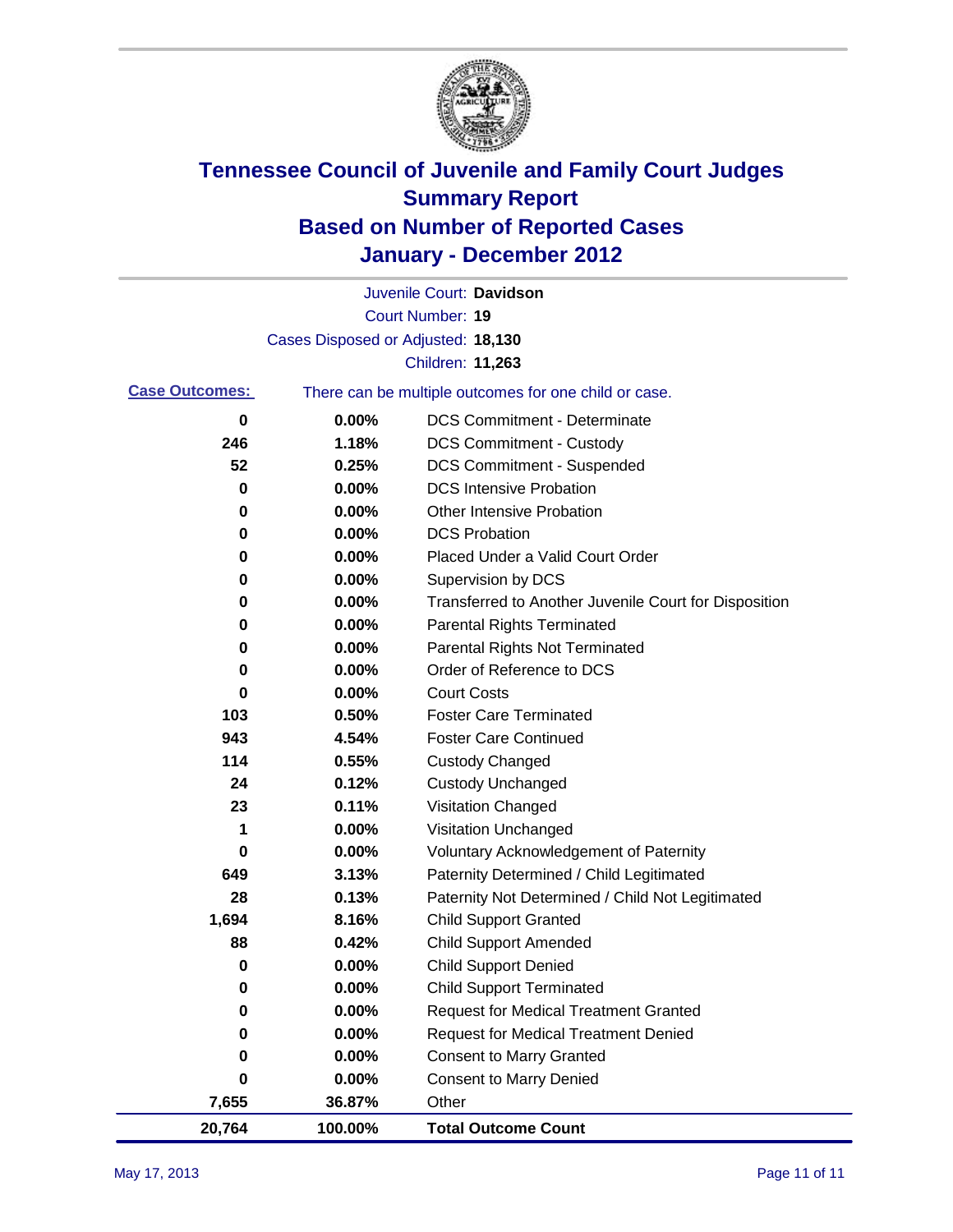# Tennessee Council of Juvenile and Family Court Judges
# Summary Report
# Based on Number of Reported Cases
# January - December 2012

Juvenile Court: **Davidson**

Court Number: **19**

Cases Disposed or Adjusted: **18,130**

Children: **11,263**

**Case Outcomes:** There can be multiple outcomes for one child or case.

| | | |
|---|---|---|
| 0 | 0.00% | DCS Commitment - Determinate |
| 246 | 1.18% | DCS Commitment - Custody |
| 52 | 0.25% | DCS Commitment - Suspended |
| 0 | 0.00% | DCS Intensive Probation |
| 0 | 0.00% | Other Intensive Probation |
| 0 | 0.00% | DCS Probation |
| 0 | 0.00% | Placed Under a Valid Court Order |
| 0 | 0.00% | Supervision by DCS |
| 0 | 0.00% | Transferred to Another Juvenile Court for Disposition |
| 0 | 0.00% | Parental Rights Terminated |
| 0 | 0.00% | Parental Rights Not Terminated |
| 0 | 0.00% | Order of Reference to DCS |
| 0 | 0.00% | Court Costs |
| 103 | 0.50% | Foster Care Terminated |
| 943 | 4.54% | Foster Care Continued |
| 114 | 0.55% | Custody Changed |
| 24 | 0.12% | Custody Unchanged |
| 23 | 0.11% | Visitation Changed |
| 1 | 0.00% | Visitation Unchanged |
| 0 | 0.00% | Voluntary Acknowledgement of Paternity |
| 649 | 3.13% | Paternity Determined / Child Legitimated |
| 28 | 0.13% | Paternity Not Determined / Child Not Legitimated |
| 1,694 | 8.16% | Child Support Granted |
| 88 | 0.42% | Child Support Amended |
| 0 | 0.00% | Child Support Denied |
| 0 | 0.00% | Child Support Terminated |
| 0 | 0.00% | Request for Medical Treatment Granted |
| 0 | 0.00% | Request for Medical Treatment Denied |
| 0 | 0.00% | Consent to Marry Granted |
| 0 | 0.00% | Consent to Marry Denied |
| 7,655 | 36.87% | Other |
| **20,764** | **100.00%** | **Total Outcome Count** |